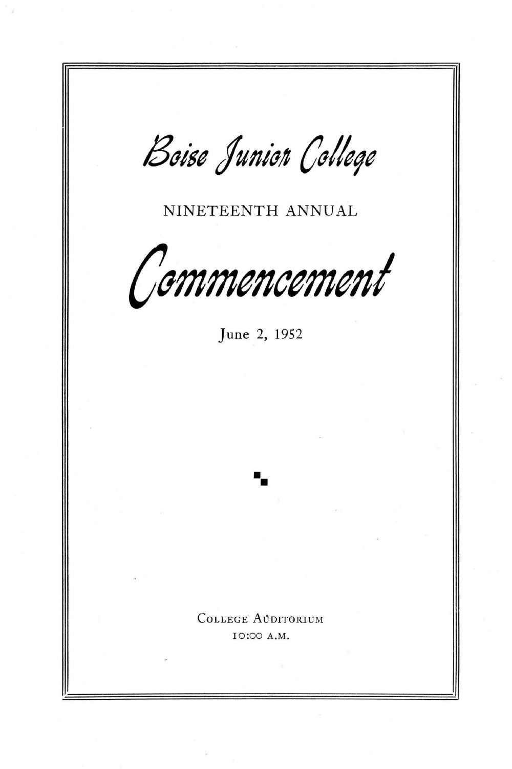# *Boise Junior College*

NINETEENTH ANNUAL

# *Commencement*

June 2, 1952

College Auditorium

10:00 A.M.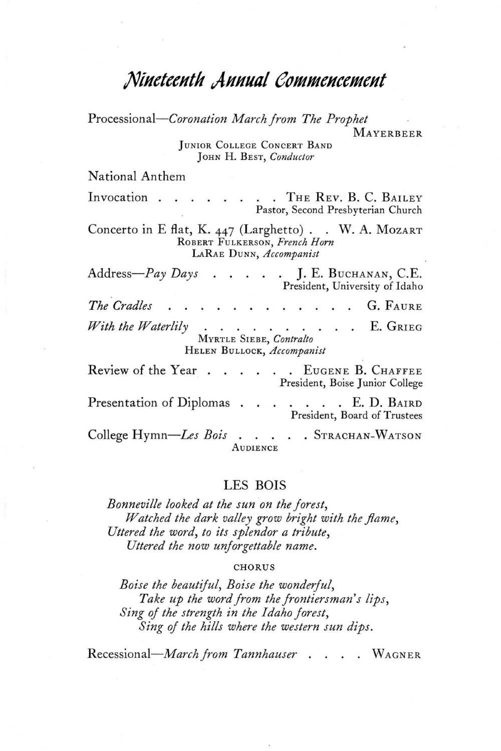# *Nineteenth Annual Commencement*

Processional—*Coronation March from The Prophet* ... Mayerbeer
Junior College Concert Band
John H. Best, *Conductor*

National Anthem

Invocation . . . . . . . . The Rev. B. C. Bailey
Pastor, Second Presbyterian Church

Concerto in E flat, K. 447 (Larghetto) . . W. A. Mozart
Robert Fulkerson, *French Horn*
LaRae Dunn, *Accompanist*

Address—*Pay Days* . . . . . J. E. Buchanan, C.E.
President, University of Idaho

*The Cradles* . . . . . . . . . . . . . G. Faure

*With the Waterlily* . . . . . . . . . . E. Grieg
Myrtle Siebe, *Contralto*
Helen Bullock, *Accompanist*

Review of the Year . . . . . . Eugene B. Chaffee
President, Boise Junior College

Presentation of Diplomas . . . . . . . E. D. Baird
President, Board of Trustees

College Hymn—*Les Bois* . . . . . Strachan-Watson
Audience

## LES BOIS

*Bonneville looked at the sun on the forest,*
*Watched the dark valley grow bright with the flame,*
*Uttered the word, to its splendor a tribute,*
*Uttered the now unforgettable name.*

CHORUS

*Boise the beautiful, Boise the wonderful,*
*Take up the word from the frontiersman's lips,*
*Sing of the strength in the Idaho forest,*
*Sing of the hills where the western sun dips.*

Recessional—*March from Tannhauser* . . . . Wagner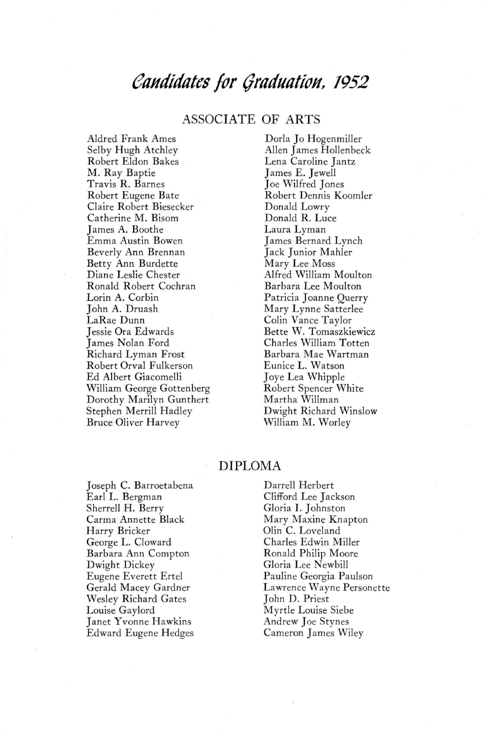# *Candidates for Graduation, 1952*

## ASSOCIATE OF ARTS

Aldred Frank Ames
Selby Hugh Atchley
Robert Eldon Bakes
M. Ray Baptie
Travis R. Barnes
Robert Eugene Bate
Claire Robert Biesecker
Catherine M. Bisom
James A. Boothe
Emma Austin Bowen
Beverly Ann Brennan
Betty Ann Burdette
Diane Leslie Chester
Ronald Robert Cochran
Lorin A. Corbin
John A. Druash
LaRae Dunn
Jessie Ora Edwards
James Nolan Ford
Richard Lyman Frost
Robert Orval Fulkerson
Ed Albert Giacomelli
William George Gottenberg
Dorothy Marilyn Gunthert
Stephen Merrill Hadley
Bruce Oliver Harvey
Dorla Jo Hogenmiller
Allen James Hollenbeck
Lena Caroline Jantz
James E. Jewell
Joe Wilfred Jones
Robert Dennis Koomler
Donald Lowry
Donald R. Luce
Laura Lyman
James Bernard Lynch
Jack Junior Mahler
Mary Lee Moss
Alfred William Moulton
Barbara Lee Moulton
Patricia Joanne Querry
Mary Lynne Satterlee
Colin Vance Taylor
Bette W. Tomaszkiewicz
Charles William Totten
Barbara Mae Wartman
Eunice L. Watson
Joye Lea Whipple
Robert Spencer White
Martha Willman
Dwight Richard Winslow
William M. Worley

## DIPLOMA

Joseph C. Barroetabena
Earl L. Bergman
Sherrell H. Berry
Carma Annette Black
Harry Bricker
George L. Cloward
Barbara Ann Compton
Dwight Dickey
Eugene Everett Ertel
Gerald Macey Gardner
Wesley Richard Gates
Louise Gaylord
Janet Yvonne Hawkins
Edward Eugene Hedges
Darrell Herbert
Clifford Lee Jackson
Gloria I. Johnston
Mary Maxine Knapton
Olin C. Loveland
Charles Edwin Miller
Ronald Philip Moore
Gloria Lee Newbill
Pauline Georgia Paulson
Lawrence Wayne Personette
John D. Priest
Myrtle Louise Siebe
Andrew Joe Stynes
Cameron James Wiley